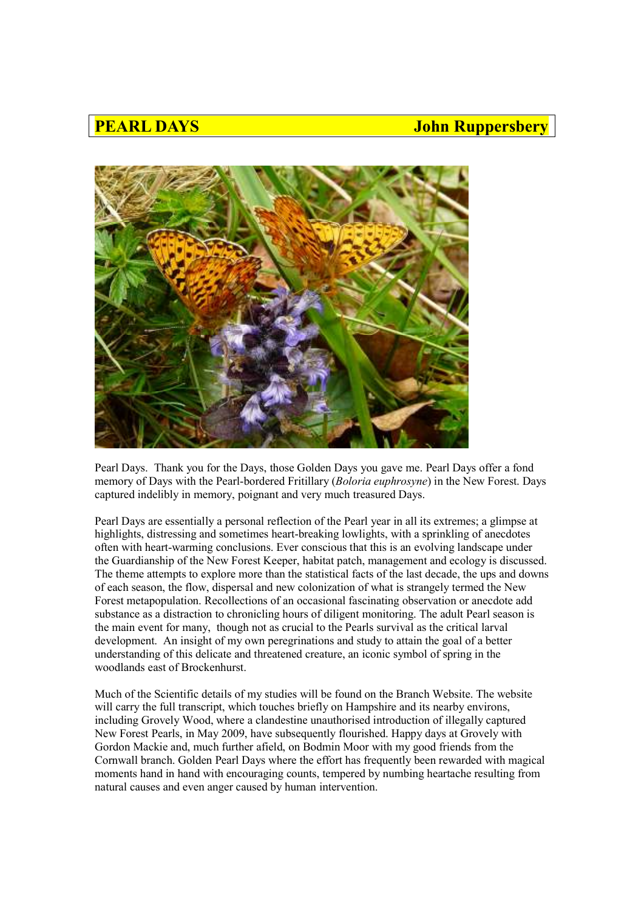# PEARL DAYS

**John Ruppersbery**

Pearl Days. Thank you for the Days, those Golden Days you gave me. Pearl Days offer a fond memory of Days with the Pearl-bordered Fritillary (*Boloria euphrosyne*) in the New Forest. Days captured indelibly in memory, poignant and very much treasured Days.

Pearl Days are essentially a personal reflection of the Pearl year in all its extremes; a glimpse at highlights, distressing and sometimes heart-breaking lowlights, with a sprinkling of anecdotes often with heart-warming conclusions. Ever conscious that this is an evolving landscape under the Guardianship of the New Forest Keeper, habitat patch, management and ecology is discussed. The theme attempts to explore more than the statistical facts of the last decade, the ups and downs of each season, the flow, dispersal and new colonization of what is strangely termed the New Forest metapopulation. Recollections of an occasional fascinating observation or anecdote add substance as a distraction to chronicling hours of diligent monitoring. The adult Pearl season is the main event for many, though not as crucial to the Pearls survival as the critical larval development. An insight of my own peregrinations and study to attain the goal of a better understanding of this delicate and threatened creature, an iconic symbol of spring in the woodlands east of Brockenhurst.

Much of the Scientific details of my studies will be found on the Branch Website. The website will carry the full transcript, which touches briefly on Hampshire and its nearby environs, including Grovely Wood, where a clandestine unauthorised introduction of illegally captured New Forest Pearls, in May 2009, have subsequently flourished. Happy days at Grovely with Gordon Mackie and, much further afield, on Bodmin Moor with my good friends from the Cornwall branch. Golden Pearl Days where the effort has frequently been rewarded with magical moments hand in hand with encouraging counts, tempered by numbing heartache resulting from natural causes and even anger caused by human intervention.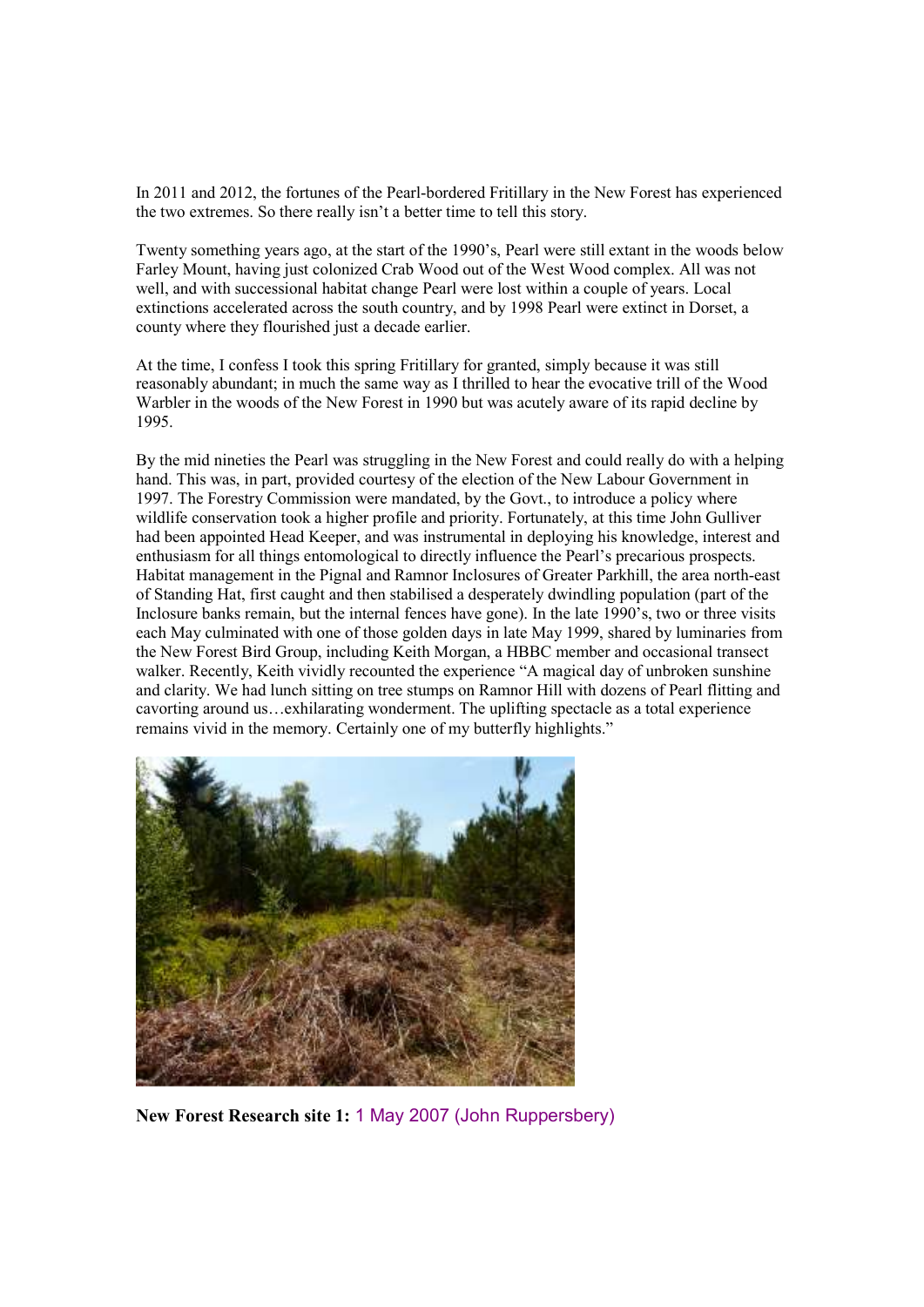In 2011 and 2012, the fortunes of the Pearl-bordered Fritillary in the New Forest has experienced the two extremes. So there really isn't a better time to tell this story.

Twenty something years ago, at the start of the 1990's, Pearl were still extant in the woods below Farley Mount, having just colonized Crab Wood out of the West Wood complex. All was not well, and with successional habitat change Pearl were lost within a couple of years. Local extinctions accelerated across the south country, and by 1998 Pearl were extinct in Dorset, a county where they flourished just a decade earlier.

At the time, I confess I took this spring Fritillary for granted, simply because it was still reasonably abundant; in much the same way as I thrilled to hear the evocative trill of the Wood Warbler in the woods of the New Forest in 1990 but was acutely aware of its rapid decline by 1995.

By the mid nineties the Pearl was struggling in the New Forest and could really do with a helping hand. This was, in part, provided courtesy of the election of the New Labour Government in 1997. The Forestry Commission were mandated, by the Govt., to introduce a policy where wildlife conservation took a higher profile and priority. Fortunately, at this time John Gulliver had been appointed Head Keeper, and was instrumental in deploying his knowledge, interest and enthusiasm for all things entomological to directly influence the Pearl's precarious prospects. Habitat management in the Pignal and Ramnor Inclosures of Greater Parkhill, the area north-east of Standing Hat, first caught and then stabilised a desperately dwindling population (part of the Inclosure banks remain, but the internal fences have gone). In the late 1990's, two or three visits each May culminated with one of those golden days in late May 1999, shared by luminaries from the New Forest Bird Group, including Keith Morgan, a HBBC member and occasional transect walker. Recently, Keith vividly recounted the experience "A magical day of unbroken sunshine and clarity. We had lunch sitting on tree stumps on Ramnor Hill with dozens of Pearl flitting and cavorting around us…exhilarating wonderment. The uplifting spectacle as a total experience remains vivid in the memory. Certainly one of my butterfly highlights."

**New Forest Research site 1:** 1 May 2007 (John Ruppersbery)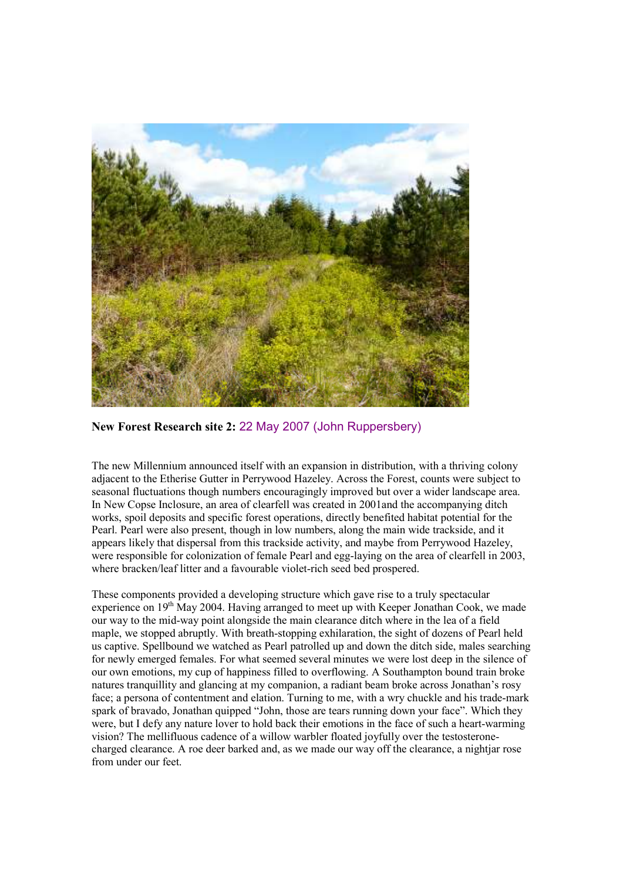**New Forest Research site 2:** 22 May 2007 (John Ruppersbery)

The new Millennium announced itself with an expansion in distribution, with a thriving colony adjacent to the Etherise Gutter in Perrywood Hazeley. Across the Forest, counts were subject to seasonal fluctuations though numbers encouragingly improved but over a wider landscape area. In New Copse Inclosure, an area of clearfell was created in 2001and the accompanying ditch works, spoil deposits and specific forest operations, directly benefited habitat potential for the Pearl. Pearl were also present, though in low numbers, along the main wide trackside, and it appears likely that dispersal from this trackside activity, and maybe from Perrywood Hazeley, were responsible for colonization of female Pearl and egg-laying on the area of clearfell in 2003, where bracken/leaf litter and a favourable violet-rich seed bed prospered.

These components provided a developing structure which gave rise to a truly spectacular experience on 19th May 2004. Having arranged to meet up with Keeper Jonathan Cook, we made our way to the mid-way point alongside the main clearance ditch where in the lea of a field maple, we stopped abruptly. With breath-stopping exhilaration, the sight of dozens of Pearl held us captive. Spellbound we watched as Pearl patrolled up and down the ditch side, males searching for newly emerged females. For what seemed several minutes we were lost deep in the silence of our own emotions, my cup of happiness filled to overflowing. A Southampton bound train broke natures tranquillity and glancing at my companion, a radiant beam broke across Jonathan's rosy face; a persona of contentment and elation. Turning to me, with a wry chuckle and his trade-mark spark of bravado, Jonathan quipped "John, those are tears running down your face". Which they were, but I defy any nature lover to hold back their emotions in the face of such a heart-warming vision? The mellifluous cadence of a willow warbler floated joyfully over the testosterone-charged clearance. A roe deer barked and, as we made our way off the clearance, a nightjar rose from under our feet.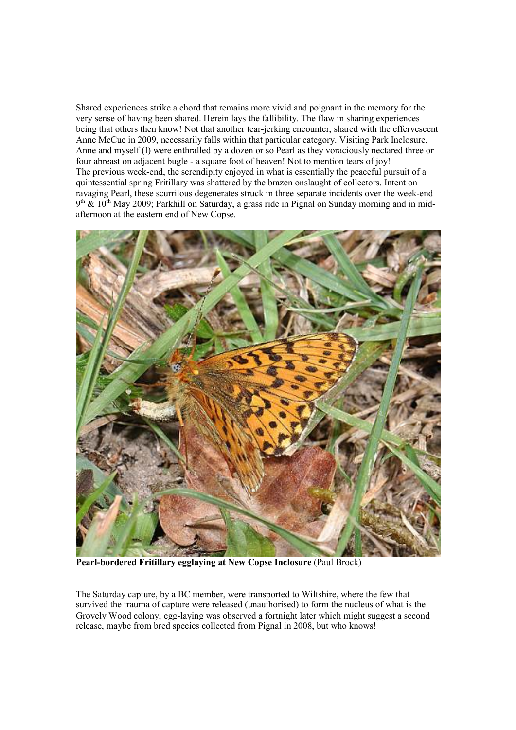Shared experiences strike a chord that remains more vivid and poignant in the memory for the very sense of having been shared. Herein lays the fallibility. The flaw in sharing experiences being that others then know! Not that another tear-jerking encounter, shared with the effervescent Anne McCue in 2009, necessarily falls within that particular category. Visiting Park Inclosure, Anne and myself (I) were enthralled by a dozen or so Pearl as they voraciously nectared three or four abreast on adjacent bugle - a square foot of heaven! Not to mention tears of joy!
The previous week-end, the serendipity enjoyed in what is essentially the peaceful pursuit of a quintessential spring Fritillary was shattered by the brazen onslaught of collectors. Intent on ravaging Pearl, these scurrilous degenerates struck in three separate incidents over the week-end 9th & 10th May 2009; Parkhill on Saturday, a grass ride in Pignal on Sunday morning and in mid-afternoon at the eastern end of New Copse.

**Pearl-bordered Fritillary egglaying at New Copse Inclosure** (Paul Brock)

The Saturday capture, by a BC member, were transported to Wiltshire, where the few that survived the trauma of capture were released (unauthorised) to form the nucleus of what is the Grovely Wood colony; egg-laying was observed a fortnight later which might suggest a second release, maybe from bred species collected from Pignal in 2008, but who knows!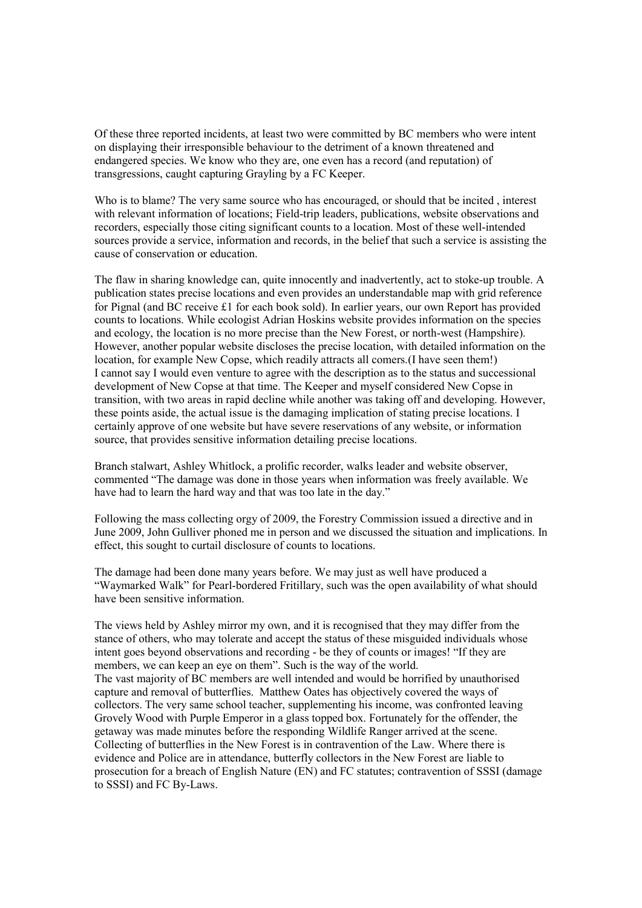Of these three reported incidents, at least two were committed by BC members who were intent on displaying their irresponsible behaviour to the detriment of a known threatened and endangered species. We know who they are, one even has a record (and reputation) of transgressions, caught capturing Grayling by a FC Keeper.

Who is to blame? The very same source who has encouraged, or should that be incited , interest with relevant information of locations; Field-trip leaders, publications, website observations and recorders, especially those citing significant counts to a location. Most of these well-intended sources provide a service, information and records, in the belief that such a service is assisting the cause of conservation or education.

The flaw in sharing knowledge can, quite innocently and inadvertently, act to stoke-up trouble. A publication states precise locations and even provides an understandable map with grid reference for Pignal (and BC receive £1 for each book sold). In earlier years, our own Report has provided counts to locations. While ecologist Adrian Hoskins website provides information on the species and ecology, the location is no more precise than the New Forest, or north-west (Hampshire). However, another popular website discloses the precise location, with detailed information on the location, for example New Copse, which readily attracts all comers.(I have seen them!)
I cannot say I would even venture to agree with the description as to the status and successional development of New Copse at that time. The Keeper and myself considered New Copse in transition, with two areas in rapid decline while another was taking off and developing. However, these points aside, the actual issue is the damaging implication of stating precise locations. I certainly approve of one website but have severe reservations of any website, or information source, that provides sensitive information detailing precise locations.

Branch stalwart, Ashley Whitlock, a prolific recorder, walks leader and website observer, commented "The damage was done in those years when information was freely available. We have had to learn the hard way and that was too late in the day."

Following the mass collecting orgy of 2009, the Forestry Commission issued a directive and in June 2009, John Gulliver phoned me in person and we discussed the situation and implications. In effect, this sought to curtail disclosure of counts to locations.

The damage had been done many years before. We may just as well have produced a "Waymarked Walk" for Pearl-bordered Fritillary, such was the open availability of what should have been sensitive information.

The views held by Ashley mirror my own, and it is recognised that they may differ from the stance of others, who may tolerate and accept the status of these misguided individuals whose intent goes beyond observations and recording - be they of counts or images! "If they are members, we can keep an eye on them". Such is the way of the world.
The vast majority of BC members are well intended and would be horrified by unauthorised capture and removal of butterflies. Matthew Oates has objectively covered the ways of collectors. The very same school teacher, supplementing his income, was confronted leaving Grovely Wood with Purple Emperor in a glass topped box. Fortunately for the offender, the getaway was made minutes before the responding Wildlife Ranger arrived at the scene.
Collecting of butterflies in the New Forest is in contravention of the Law. Where there is evidence and Police are in attendance, butterfly collectors in the New Forest are liable to prosecution for a breach of English Nature (EN) and FC statutes; contravention of SSSI (damage to SSSI) and FC By-Laws.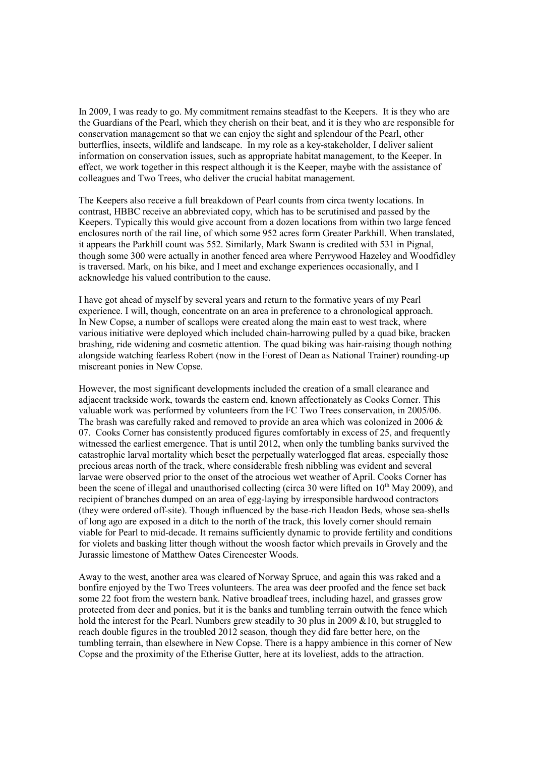In 2009, I was ready to go. My commitment remains steadfast to the Keepers. It is they who are the Guardians of the Pearl, which they cherish on their beat, and it is they who are responsible for conservation management so that we can enjoy the sight and splendour of the Pearl, other butterflies, insects, wildlife and landscape. In my role as a key-stakeholder, I deliver salient information on conservation issues, such as appropriate habitat management, to the Keeper. In effect, we work together in this respect although it is the Keeper, maybe with the assistance of colleagues and Two Trees, who deliver the crucial habitat management.

The Keepers also receive a full breakdown of Pearl counts from circa twenty locations. In contrast, HBBC receive an abbreviated copy, which has to be scrutinised and passed by the Keepers. Typically this would give account from a dozen locations from within two large fenced enclosures north of the rail line, of which some 952 acres form Greater Parkhill. When translated, it appears the Parkhill count was 552. Similarly, Mark Swann is credited with 531 in Pignal, though some 300 were actually in another fenced area where Perrywood Hazeley and Woodfidley is traversed. Mark, on his bike, and I meet and exchange experiences occasionally, and I acknowledge his valued contribution to the cause.

I have got ahead of myself by several years and return to the formative years of my Pearl experience. I will, though, concentrate on an area in preference to a chronological approach. In New Copse, a number of scallops were created along the main east to west track, where various initiative were deployed which included chain-harrowing pulled by a quad bike, bracken brashing, ride widening and cosmetic attention. The quad biking was hair-raising though nothing alongside watching fearless Robert (now in the Forest of Dean as National Trainer) rounding-up miscreant ponies in New Copse.

However, the most significant developments included the creation of a small clearance and adjacent trackside work, towards the eastern end, known affectionately as Cooks Corner. This valuable work was performed by volunteers from the FC Two Trees conservation, in 2005/06. The brash was carefully raked and removed to provide an area which was colonized in 2006 & 07. Cooks Corner has consistently produced figures comfortably in excess of 25, and frequently witnessed the earliest emergence. That is until 2012, when only the tumbling banks survived the catastrophic larval mortality which beset the perpetually waterlogged flat areas, especially those precious areas north of the track, where considerable fresh nibbling was evident and several larvae were observed prior to the onset of the atrocious wet weather of April. Cooks Corner has been the scene of illegal and unauthorised collecting (circa 30 were lifted on 10th May 2009), and recipient of branches dumped on an area of egg-laying by irresponsible hardwood contractors (they were ordered off-site). Though influenced by the base-rich Headon Beds, whose sea-shells of long ago are exposed in a ditch to the north of the track, this lovely corner should remain viable for Pearl to mid-decade. It remains sufficiently dynamic to provide fertility and conditions for violets and basking litter though without the woosh factor which prevails in Grovely and the Jurassic limestone of Matthew Oates Cirencester Woods.

Away to the west, another area was cleared of Norway Spruce, and again this was raked and a bonfire enjoyed by the Two Trees volunteers. The area was deer proofed and the fence set back some 22 foot from the western bank. Native broadleaf trees, including hazel, and grasses grow protected from deer and ponies, but it is the banks and tumbling terrain outwith the fence which hold the interest for the Pearl. Numbers grew steadily to 30 plus in 2009 &10, but struggled to reach double figures in the troubled 2012 season, though they did fare better here, on the tumbling terrain, than elsewhere in New Copse. There is a happy ambience in this corner of New Copse and the proximity of the Etherise Gutter, here at its loveliest, adds to the attraction.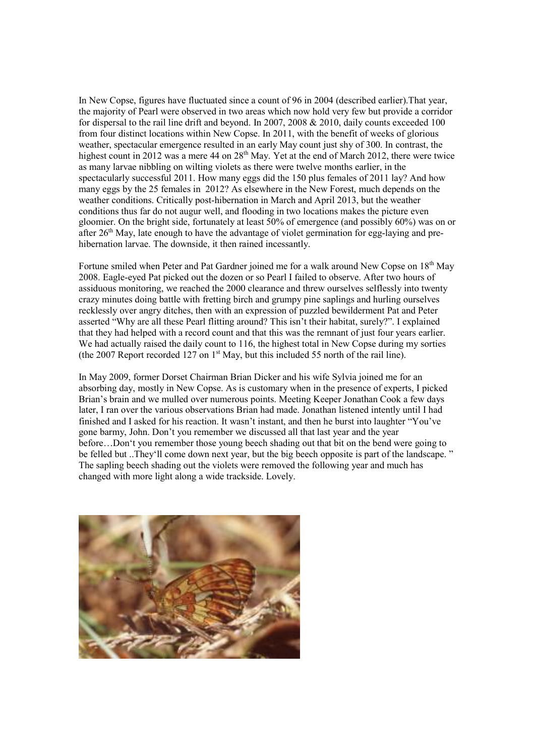In New Copse, figures have fluctuated since a count of 96 in 2004 (described earlier).That year, the majority of Pearl were observed in two areas which now hold very few but provide a corridor for dispersal to the rail line drift and beyond. In 2007, 2008 & 2010, daily counts exceeded 100 from four distinct locations within New Copse. In 2011, with the benefit of weeks of glorious weather, spectacular emergence resulted in an early May count just shy of 300. In contrast, the highest count in 2012 was a mere 44 on 28th May. Yet at the end of March 2012, there were twice as many larvae nibbling on wilting violets as there were twelve months earlier, in the spectacularly successful 2011. How many eggs did the 150 plus females of 2011 lay? And how many eggs by the 25 females in 2012? As elsewhere in the New Forest, much depends on the weather conditions. Critically post-hibernation in March and April 2013, but the weather conditions thus far do not augur well, and flooding in two locations makes the picture even gloomier. On the bright side, fortunately at least 50% of emergence (and possibly 60%) was on or after 26th May, late enough to have the advantage of violet germination for egg-laying and pre-hibernation larvae. The downside, it then rained incessantly.

Fortune smiled when Peter and Pat Gardner joined me for a walk around New Copse on 18th May 2008. Eagle-eyed Pat picked out the dozen or so Pearl I failed to observe. After two hours of assiduous monitoring, we reached the 2000 clearance and threw ourselves selflessly into twenty crazy minutes doing battle with fretting birch and grumpy pine saplings and hurling ourselves recklessly over angry ditches, then with an expression of puzzled bewilderment Pat and Peter asserted "Why are all these Pearl flitting around? This isn't their habitat, surely?". I explained that they had helped with a record count and that this was the remnant of just four years earlier. We had actually raised the daily count to 116, the highest total in New Copse during my sorties (the 2007 Report recorded 127 on 1st May, but this included 55 north of the rail line).

In May 2009, former Dorset Chairman Brian Dicker and his wife Sylvia joined me for an absorbing day, mostly in New Copse. As is customary when in the presence of experts, I picked Brian's brain and we mulled over numerous points. Meeting Keeper Jonathan Cook a few days later, I ran over the various observations Brian had made. Jonathan listened intently until I had finished and I asked for his reaction. It wasn't instant, and then he burst into laughter "You've gone barmy, John. Don't you remember we discussed all that last year and the year before…Don't you remember those young beech shading out that bit on the bend were going to be felled but ..They'll come down next year, but the big beech opposite is part of the landscape. " The sapling beech shading out the violets were removed the following year and much has changed with more light along a wide trackside. Lovely.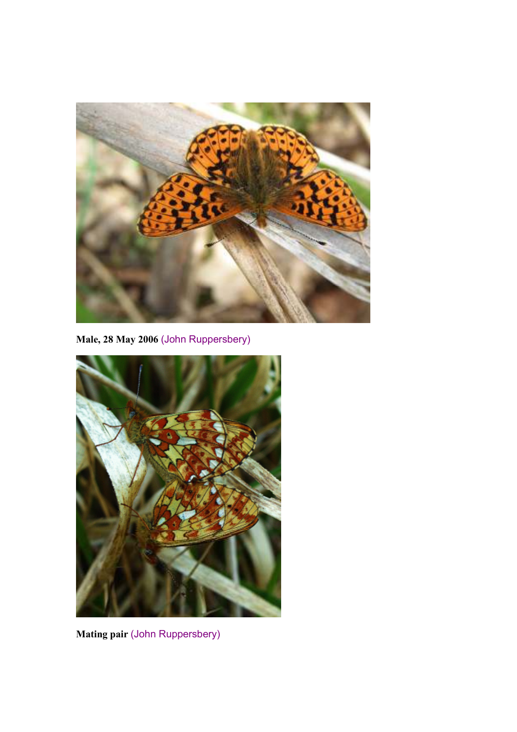**Male, 28 May 2006** (John Ruppersbery)

**Mating pair** (John Ruppersbery)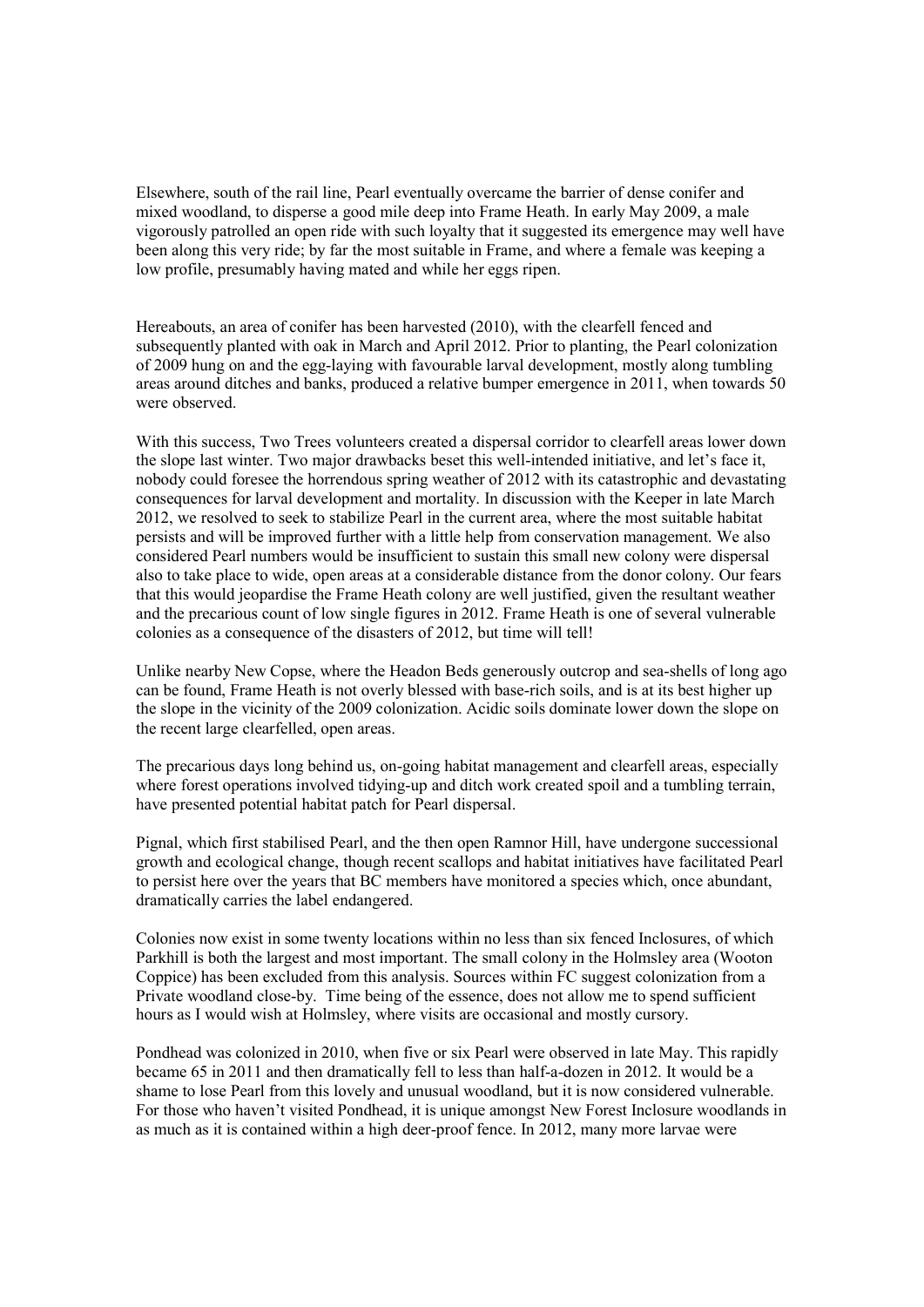Elsewhere, south of the rail line, Pearl eventually overcame the barrier of dense conifer and mixed woodland, to disperse a good mile deep into Frame Heath. In early May 2009, a male vigorously patrolled an open ride with such loyalty that it suggested its emergence may well have been along this very ride; by far the most suitable in Frame, and where a female was keeping a low profile, presumably having mated and while her eggs ripen.

Hereabouts, an area of conifer has been harvested (2010), with the clearfell fenced and subsequently planted with oak in March and April 2012. Prior to planting, the Pearl colonization of 2009 hung on and the egg-laying with favourable larval development, mostly along tumbling areas around ditches and banks, produced a relative bumper emergence in 2011, when towards 50 were observed.

With this success, Two Trees volunteers created a dispersal corridor to clearfell areas lower down the slope last winter. Two major drawbacks beset this well-intended initiative, and let's face it, nobody could foresee the horrendous spring weather of 2012 with its catastrophic and devastating consequences for larval development and mortality. In discussion with the Keeper in late March 2012, we resolved to seek to stabilize Pearl in the current area, where the most suitable habitat persists and will be improved further with a little help from conservation management. We also considered Pearl numbers would be insufficient to sustain this small new colony were dispersal also to take place to wide, open areas at a considerable distance from the donor colony. Our fears that this would jeopardise the Frame Heath colony are well justified, given the resultant weather and the precarious count of low single figures in 2012. Frame Heath is one of several vulnerable colonies as a consequence of the disasters of 2012, but time will tell!

Unlike nearby New Copse, where the Headon Beds generously outcrop and sea-shells of long ago can be found, Frame Heath is not overly blessed with base-rich soils, and is at its best higher up the slope in the vicinity of the 2009 colonization. Acidic soils dominate lower down the slope on the recent large clearfelled, open areas.

The precarious days long behind us, on-going habitat management and clearfell areas, especially where forest operations involved tidying-up and ditch work created spoil and a tumbling terrain, have presented potential habitat patch for Pearl dispersal.

Pignal, which first stabilised Pearl, and the then open Ramnor Hill, have undergone successional growth and ecological change, though recent scallops and habitat initiatives have facilitated Pearl to persist here over the years that BC members have monitored a species which, once abundant, dramatically carries the label endangered.

Colonies now exist in some twenty locations within no less than six fenced Inclosures, of which Parkhill is both the largest and most important. The small colony in the Holmsley area (Wooton Coppice) has been excluded from this analysis. Sources within FC suggest colonization from a Private woodland close-by. Time being of the essence, does not allow me to spend sufficient hours as I would wish at Holmsley, where visits are occasional and mostly cursory.

Pondhead was colonized in 2010, when five or six Pearl were observed in late May. This rapidly became 65 in 2011 and then dramatically fell to less than half-a-dozen in 2012. It would be a shame to lose Pearl from this lovely and unusual woodland, but it is now considered vulnerable. For those who haven't visited Pondhead, it is unique amongst New Forest Inclosure woodlands in as much as it is contained within a high deer-proof fence. In 2012, many more larvae were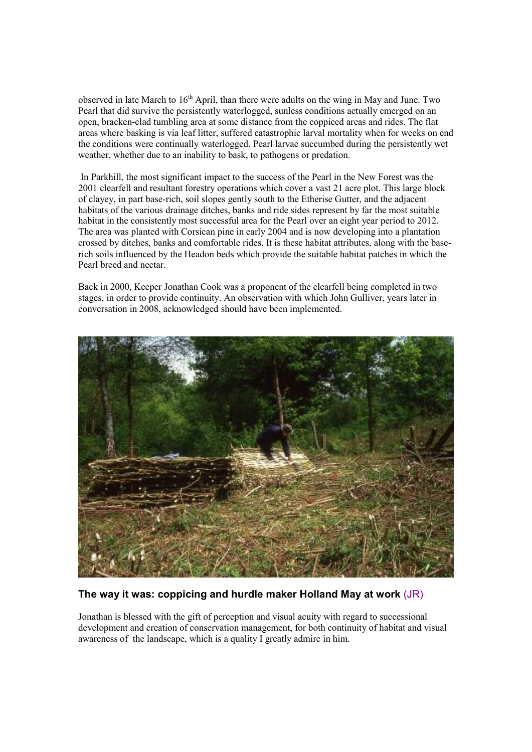observed in late March to 16th April, than there were adults on the wing in May and June. Two Pearl that did survive the persistently waterlogged, sunless conditions actually emerged on an open, bracken-clad tumbling area at some distance from the coppiced areas and rides. The flat areas where basking is via leaf litter, suffered catastrophic larval mortality when for weeks on end the conditions were continually waterlogged. Pearl larvae succumbed during the persistently wet weather, whether due to an inability to bask, to pathogens or predation.

In Parkhill, the most significant impact to the success of the Pearl in the New Forest was the 2001 clearfell and resultant forestry operations which cover a vast 21 acre plot. This large block of clayey, in part base-rich, soil slopes gently south to the Etherise Gutter, and the adjacent habitats of the various drainage ditches, banks and ride sides represent by far the most suitable habitat in the consistently most successful area for the Pearl over an eight year period to 2012. The area was planted with Corsican pine in early 2004 and is now developing into a plantation crossed by ditches, banks and comfortable rides. It is these habitat attributes, along with the base-rich soils influenced by the Headon beds which provide the suitable habitat patches in which the Pearl breed and nectar.

Back in 2000, Keeper Jonathan Cook was a proponent of the clearfell being completed in two stages, in order to provide continuity. An observation with which John Gulliver, years later in conversation in 2008, acknowledged should have been implemented.

**The way it was: coppicing and hurdle maker Holland May at work** (JR)

Jonathan is blessed with the gift of perception and visual acuity with regard to successional development and creation of conservation management, for both continuity of habitat and visual awareness of the landscape, which is a quality I greatly admire in him.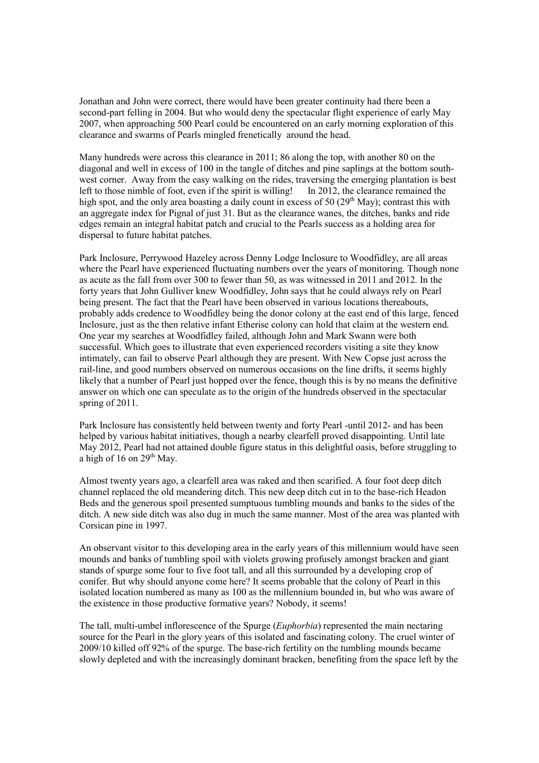Jonathan and John were correct, there would have been greater continuity had there been a second-part felling in 2004. But who would deny the spectacular flight experience of early May 2007, when approaching 500 Pearl could be encountered on an early morning exploration of this clearance and swarms of Pearls mingled frenetically around the head.

Many hundreds were across this clearance in 2011; 86 along the top, with another 80 on the diagonal and well in excess of 100 in the tangle of ditches and pine saplings at the bottom south-west corner. Away from the easy walking on the rides, traversing the emerging plantation is best left to those nimble of foot, even if the spirit is willing! In 2012, the clearance remained the high spot, and the only area boasting a daily count in excess of 50 (29th May); contrast this with an aggregate index for Pignal of just 31. But as the clearance wanes, the ditches, banks and ride edges remain an integral habitat patch and crucial to the Pearls success as a holding area for dispersal to future habitat patches.

Park Inclosure, Perrywood Hazeley across Denny Lodge Inclosure to Woodfidley, are all areas where the Pearl have experienced fluctuating numbers over the years of monitoring. Though none as acute as the fall from over 300 to fewer than 50, as was witnessed in 2011 and 2012. In the forty years that John Gulliver knew Woodfidley, John says that he could always rely on Pearl being present. The fact that the Pearl have been observed in various locations thereabouts, probably adds credence to Woodfidley being the donor colony at the east end of this large, fenced Inclosure, just as the then relative infant Etherise colony can hold that claim at the western end. One year my searches at Woodfidley failed, although John and Mark Swann were both successful. Which goes to illustrate that even experienced recorders visiting a site they know intimately, can fail to observe Pearl although they are present. With New Copse just across the rail-line, and good numbers observed on numerous occasions on the line drifts, it seems highly likely that a number of Pearl just hopped over the fence, though this is by no means the definitive answer on which one can speculate as to the origin of the hundreds observed in the spectacular spring of 2011.

Park Inclosure has consistently held between twenty and forty Pearl -until 2012- and has been helped by various habitat initiatives, though a nearby clearfell proved disappointing. Until late May 2012, Pearl had not attained double figure status in this delightful oasis, before struggling to a high of 16 on 29th May.

Almost twenty years ago, a clearfell area was raked and then scarified. A four foot deep ditch channel replaced the old meandering ditch. This new deep ditch cut in to the base-rich Headon Beds and the generous spoil presented sumptuous tumbling mounds and banks to the sides of the ditch. A new side ditch was also dug in much the same manner. Most of the area was planted with Corsican pine in 1997.

An observant visitor to this developing area in the early years of this millennium would have seen mounds and banks of tumbling spoil with violets growing profusely amongst bracken and giant stands of spurge some four to five foot tall, and all this surrounded by a developing crop of conifer. But why should anyone come here? It seems probable that the colony of Pearl in this isolated location numbered as many as 100 as the millennium bounded in, but who was aware of the existence in those productive formative years? Nobody, it seems!

The tall, multi-umbel inflorescence of the Spurge (*Euphorbia*) represented the main nectaring source for the Pearl in the glory years of this isolated and fascinating colony. The cruel winter of 2009/10 killed off 92% of the spurge. The base-rich fertility on the tumbling mounds became slowly depleted and with the increasingly dominant bracken, benefiting from the space left by the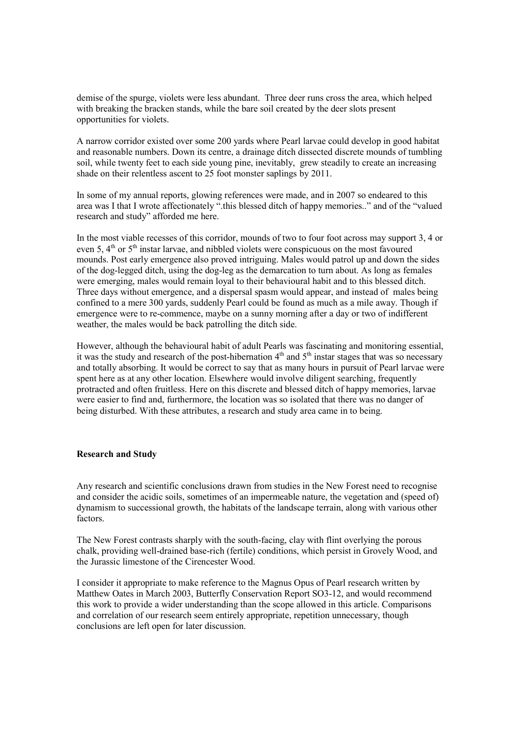demise of the spurge, violets were less abundant. Three deer runs cross the area, which helped with breaking the bracken stands, while the bare soil created by the deer slots present opportunities for violets.

A narrow corridor existed over some 200 yards where Pearl larvae could develop in good habitat and reasonable numbers. Down its centre, a drainage ditch dissected discrete mounds of tumbling soil, while twenty feet to each side young pine, inevitably, grew steadily to create an increasing shade on their relentless ascent to 25 foot monster saplings by 2011.

In some of my annual reports, glowing references were made, and in 2007 so endeared to this area was I that I wrote affectionately ".this blessed ditch of happy memories.." and of the "valued research and study" afforded me here.

In the most viable recesses of this corridor, mounds of two to four foot across may support 3, 4 or even 5, 4th or 5th instar larvae, and nibbled violets were conspicuous on the most favoured mounds. Post early emergence also proved intriguing. Males would patrol up and down the sides of the dog-legged ditch, using the dog-leg as the demarcation to turn about. As long as females were emerging, males would remain loyal to their behavioural habit and to this blessed ditch. Three days without emergence, and a dispersal spasm would appear, and instead of males being confined to a mere 300 yards, suddenly Pearl could be found as much as a mile away. Though if emergence were to re-commence, maybe on a sunny morning after a day or two of indifferent weather, the males would be back patrolling the ditch side.

However, although the behavioural habit of adult Pearls was fascinating and monitoring essential, it was the study and research of the post-hibernation 4th and 5th instar stages that was so necessary and totally absorbing. It would be correct to say that as many hours in pursuit of Pearl larvae were spent here as at any other location. Elsewhere would involve diligent searching, frequently protracted and often fruitless. Here on this discrete and blessed ditch of happy memories, larvae were easier to find and, furthermore, the location was so isolated that there was no danger of being disturbed. With these attributes, a research and study area came in to being.

**Research and Study**

Any research and scientific conclusions drawn from studies in the New Forest need to recognise and consider the acidic soils, sometimes of an impermeable nature, the vegetation and (speed of) dynamism to successional growth, the habitats of the landscape terrain, along with various other factors.

The New Forest contrasts sharply with the south-facing, clay with flint overlying the porous chalk, providing well-drained base-rich (fertile) conditions, which persist in Grovely Wood, and the Jurassic limestone of the Cirencester Wood.

I consider it appropriate to make reference to the Magnus Opus of Pearl research written by Matthew Oates in March 2003, Butterfly Conservation Report SO3-12, and would recommend this work to provide a wider understanding than the scope allowed in this article. Comparisons and correlation of our research seem entirely appropriate, repetition unnecessary, though conclusions are left open for later discussion.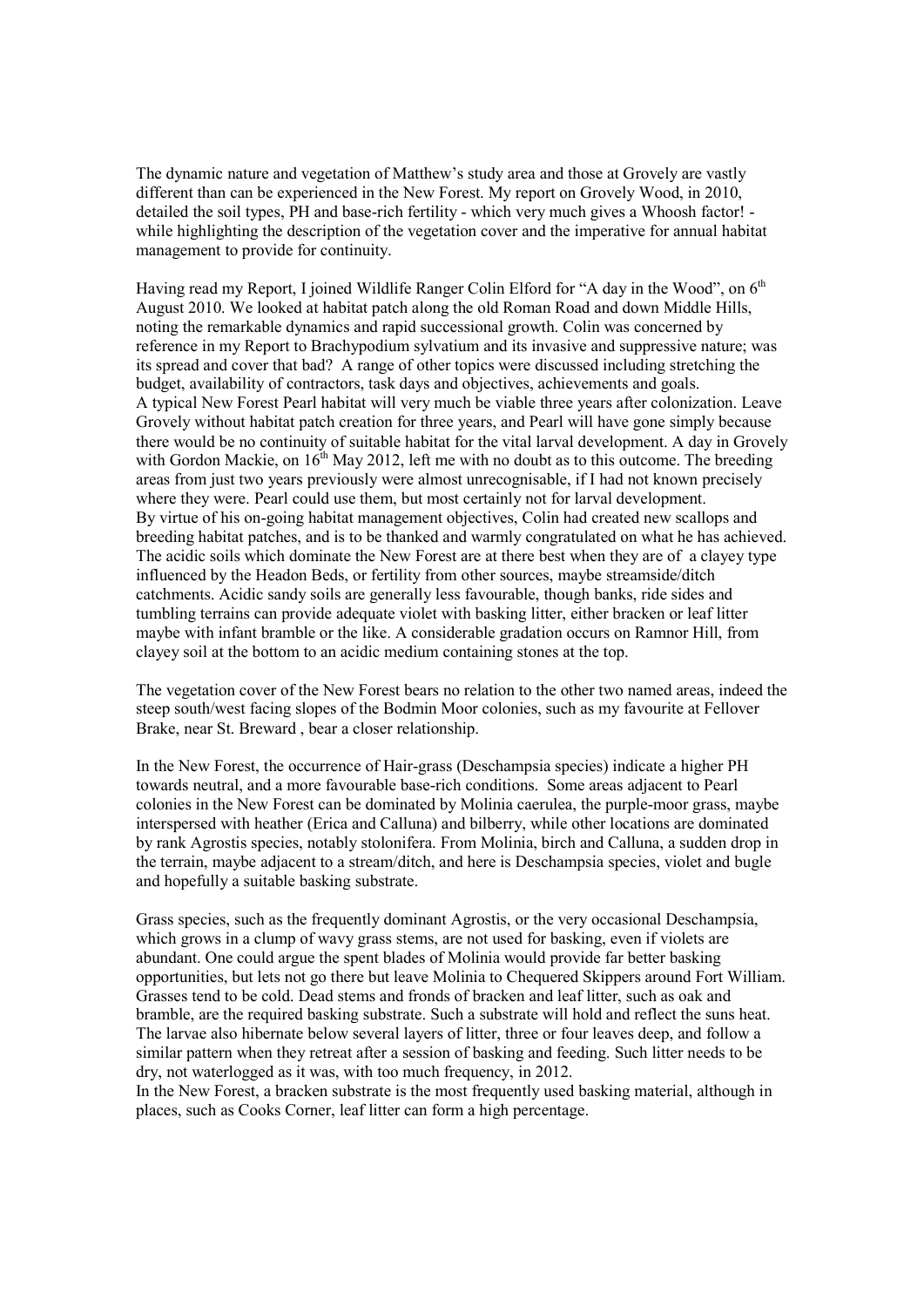The dynamic nature and vegetation of Matthew's study area and those at Grovely are vastly different than can be experienced in the New Forest. My report on Grovely Wood, in 2010, detailed the soil types, PH and base-rich fertility - which very much gives a Whoosh factor! - while highlighting the description of the vegetation cover and the imperative for annual habitat management to provide for continuity.

Having read my Report, I joined Wildlife Ranger Colin Elford for "A day in the Wood", on 6th August 2010. We looked at habitat patch along the old Roman Road and down Middle Hills, noting the remarkable dynamics and rapid successional growth. Colin was concerned by reference in my Report to Brachypodium sylvatium and its invasive and suppressive nature; was its spread and cover that bad? A range of other topics were discussed including stretching the budget, availability of contractors, task days and objectives, achievements and goals.
A typical New Forest Pearl habitat will very much be viable three years after colonization. Leave Grovely without habitat patch creation for three years, and Pearl will have gone simply because there would be no continuity of suitable habitat for the vital larval development. A day in Grovely with Gordon Mackie, on 16th May 2012, left me with no doubt as to this outcome. The breeding areas from just two years previously were almost unrecognisable, if I had not known precisely where they were. Pearl could use them, but most certainly not for larval development.
By virtue of his on-going habitat management objectives, Colin had created new scallops and breeding habitat patches, and is to be thanked and warmly congratulated on what he has achieved.
The acidic soils which dominate the New Forest are at there best when they are of a clayey type influenced by the Headon Beds, or fertility from other sources, maybe streamside/ditch catchments. Acidic sandy soils are generally less favourable, though banks, ride sides and tumbling terrains can provide adequate violet with basking litter, either bracken or leaf litter maybe with infant bramble or the like. A considerable gradation occurs on Ramnor Hill, from clayey soil at the bottom to an acidic medium containing stones at the top.

The vegetation cover of the New Forest bears no relation to the other two named areas, indeed the steep south/west facing slopes of the Bodmin Moor colonies, such as my favourite at Fellover Brake, near St. Breward , bear a closer relationship.

In the New Forest, the occurrence of Hair-grass (Deschampsia species) indicate a higher PH towards neutral, and a more favourable base-rich conditions. Some areas adjacent to Pearl colonies in the New Forest can be dominated by Molinia caerulea, the purple-moor grass, maybe interspersed with heather (Erica and Calluna) and bilberry, while other locations are dominated by rank Agrostis species, notably stolonifera. From Molinia, birch and Calluna, a sudden drop in the terrain, maybe adjacent to a stream/ditch, and here is Deschampsia species, violet and bugle and hopefully a suitable basking substrate.

Grass species, such as the frequently dominant Agrostis, or the very occasional Deschampsia, which grows in a clump of wavy grass stems, are not used for basking, even if violets are abundant. One could argue the spent blades of Molinia would provide far better basking opportunities, but lets not go there but leave Molinia to Chequered Skippers around Fort William. Grasses tend to be cold. Dead stems and fronds of bracken and leaf litter, such as oak and bramble, are the required basking substrate. Such a substrate will hold and reflect the suns heat. The larvae also hibernate below several layers of litter, three or four leaves deep, and follow a similar pattern when they retreat after a session of basking and feeding. Such litter needs to be dry, not waterlogged as it was, with too much frequency, in 2012.
In the New Forest, a bracken substrate is the most frequently used basking material, although in places, such as Cooks Corner, leaf litter can form a high percentage.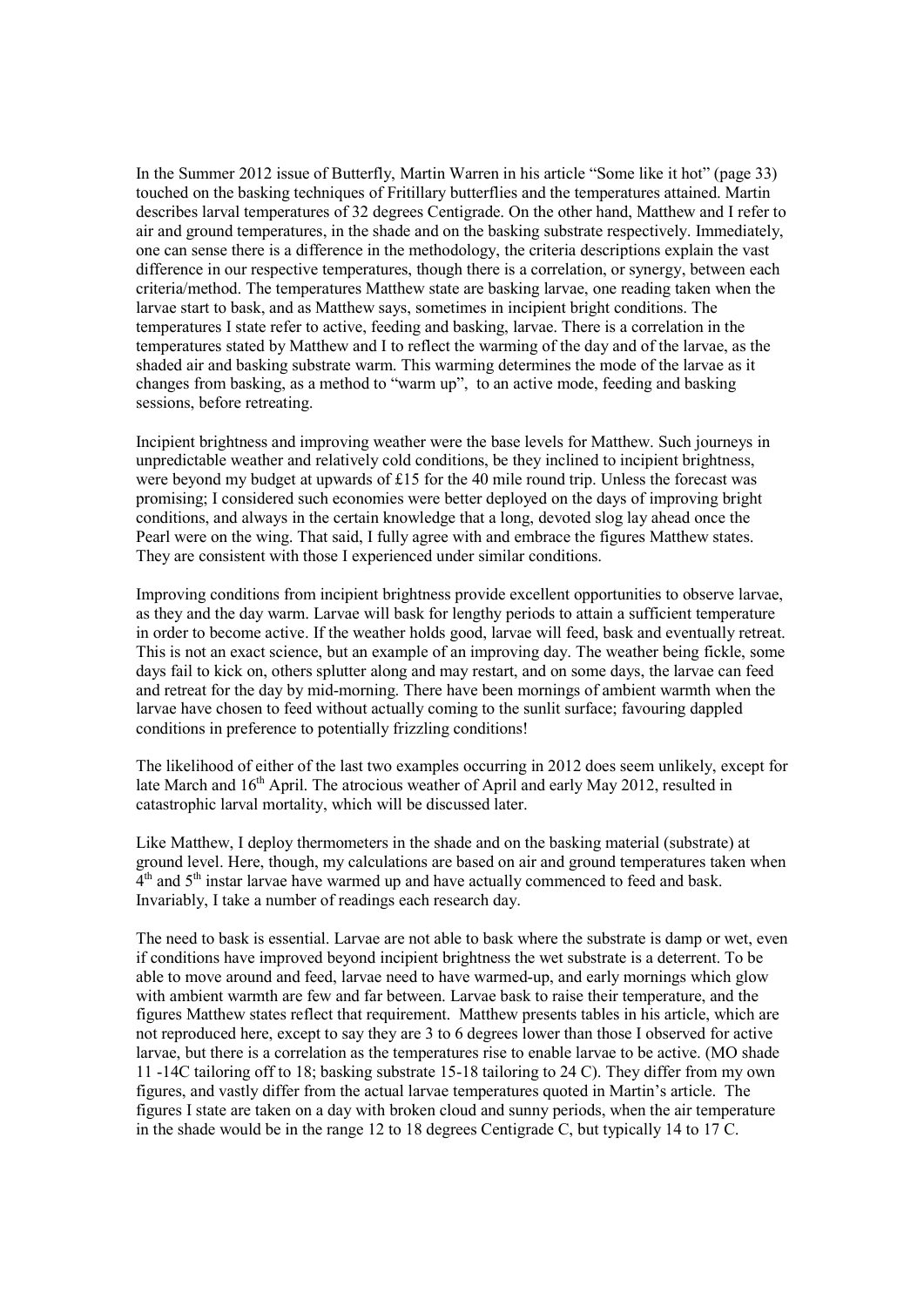In the Summer 2012 issue of Butterfly, Martin Warren in his article "Some like it hot" (page 33) touched on the basking techniques of Fritillary butterflies and the temperatures attained. Martin describes larval temperatures of 32 degrees Centigrade. On the other hand, Matthew and I refer to air and ground temperatures, in the shade and on the basking substrate respectively. Immediately, one can sense there is a difference in the methodology, the criteria descriptions explain the vast difference in our respective temperatures, though there is a correlation, or synergy, between each criteria/method. The temperatures Matthew state are basking larvae, one reading taken when the larvae start to bask, and as Matthew says, sometimes in incipient bright conditions. The temperatures I state refer to active, feeding and basking, larvae. There is a correlation in the temperatures stated by Matthew and I to reflect the warming of the day and of the larvae, as the shaded air and basking substrate warm. This warming determines the mode of the larvae as it changes from basking, as a method to "warm up", to an active mode, feeding and basking sessions, before retreating.

Incipient brightness and improving weather were the base levels for Matthew. Such journeys in unpredictable weather and relatively cold conditions, be they inclined to incipient brightness, were beyond my budget at upwards of £15 for the 40 mile round trip. Unless the forecast was promising; I considered such economies were better deployed on the days of improving bright conditions, and always in the certain knowledge that a long, devoted slog lay ahead once the Pearl were on the wing. That said, I fully agree with and embrace the figures Matthew states. They are consistent with those I experienced under similar conditions.

Improving conditions from incipient brightness provide excellent opportunities to observe larvae, as they and the day warm. Larvae will bask for lengthy periods to attain a sufficient temperature in order to become active. If the weather holds good, larvae will feed, bask and eventually retreat. This is not an exact science, but an example of an improving day. The weather being fickle, some days fail to kick on, others splutter along and may restart, and on some days, the larvae can feed and retreat for the day by mid-morning. There have been mornings of ambient warmth when the larvae have chosen to feed without actually coming to the sunlit surface; favouring dappled conditions in preference to potentially frizzling conditions!

The likelihood of either of the last two examples occurring in 2012 does seem unlikely, except for late March and 16th April. The atrocious weather of April and early May 2012, resulted in catastrophic larval mortality, which will be discussed later.

Like Matthew, I deploy thermometers in the shade and on the basking material (substrate) at ground level. Here, though, my calculations are based on air and ground temperatures taken when 4th and 5th instar larvae have warmed up and have actually commenced to feed and bask. Invariably, I take a number of readings each research day.

The need to bask is essential. Larvae are not able to bask where the substrate is damp or wet, even if conditions have improved beyond incipient brightness the wet substrate is a deterrent. To be able to move around and feed, larvae need to have warmed-up, and early mornings which glow with ambient warmth are few and far between. Larvae bask to raise their temperature, and the figures Matthew states reflect that requirement. Matthew presents tables in his article, which are not reproduced here, except to say they are 3 to 6 degrees lower than those I observed for active larvae, but there is a correlation as the temperatures rise to enable larvae to be active. (MO shade 11 -14C tailoring off to 18; basking substrate 15-18 tailoring to 24 C). They differ from my own figures, and vastly differ from the actual larvae temperatures quoted in Martin's article. The figures I state are taken on a day with broken cloud and sunny periods, when the air temperature in the shade would be in the range 12 to 18 degrees Centigrade C, but typically 14 to 17 C.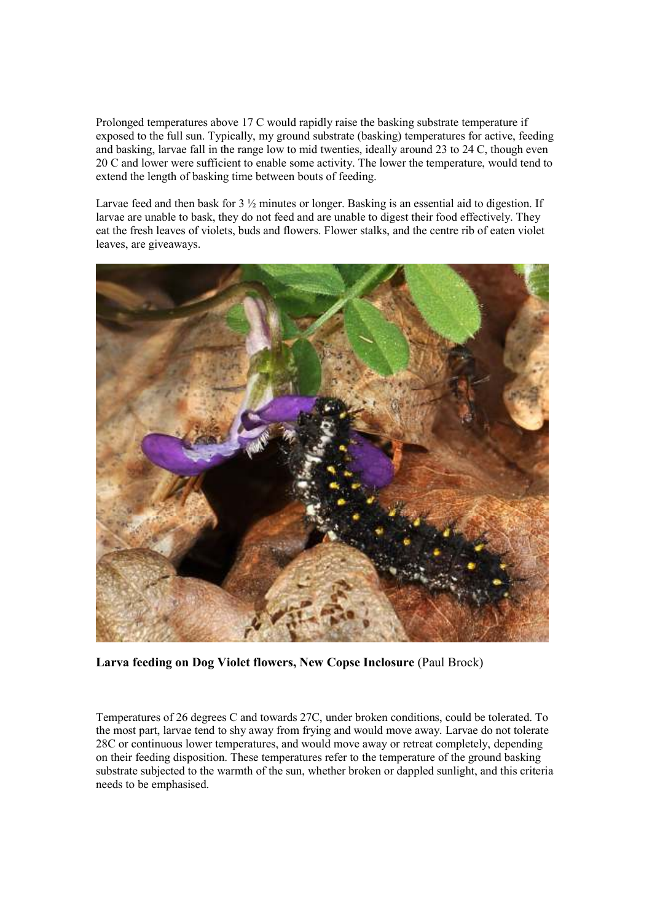Prolonged temperatures above 17 C would rapidly raise the basking substrate temperature if exposed to the full sun. Typically, my ground substrate (basking) temperatures for active, feeding and basking, larvae fall in the range low to mid twenties, ideally around 23 to 24 C, though even 20 C and lower were sufficient to enable some activity. The lower the temperature, would tend to extend the length of basking time between bouts of feeding.

Larvae feed and then bask for 3 ½ minutes or longer. Basking is an essential aid to digestion. If larvae are unable to bask, they do not feed and are unable to digest their food effectively. They eat the fresh leaves of violets, buds and flowers. Flower stalks, and the centre rib of eaten violet leaves, are giveaways.

**Larva feeding on Dog Violet flowers, New Copse Inclosure** (Paul Brock)

Temperatures of 26 degrees C and towards 27C, under broken conditions, could be tolerated. To the most part, larvae tend to shy away from frying and would move away. Larvae do not tolerate 28C or continuous lower temperatures, and would move away or retreat completely, depending on their feeding disposition. These temperatures refer to the temperature of the ground basking substrate subjected to the warmth of the sun, whether broken or dappled sunlight, and this criteria needs to be emphasised.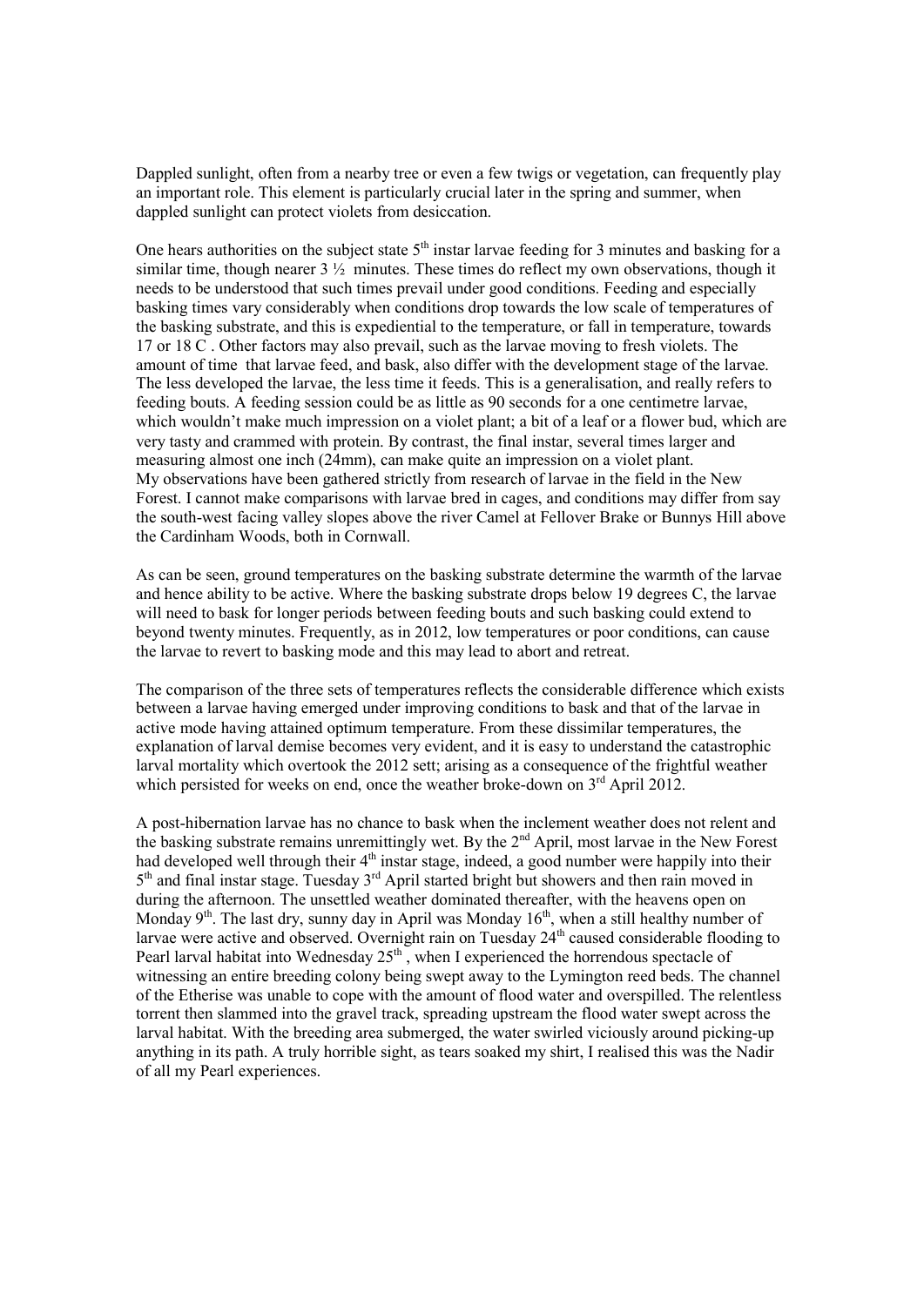Dappled sunlight, often from a nearby tree or even a few twigs or vegetation, can frequently play an important role. This element is particularly crucial later in the spring and summer, when dappled sunlight can protect violets from desiccation.

One hears authorities on the subject state 5th instar larvae feeding for 3 minutes and basking for a similar time, though nearer 3 ½ minutes. These times do reflect my own observations, though it needs to be understood that such times prevail under good conditions. Feeding and especially basking times vary considerably when conditions drop towards the low scale of temperatures of the basking substrate, and this is expediential to the temperature, or fall in temperature, towards 17 or 18 C . Other factors may also prevail, such as the larvae moving to fresh violets. The amount of time that larvae feed, and bask, also differ with the development stage of the larvae. The less developed the larvae, the less time it feeds. This is a generalisation, and really refers to feeding bouts. A feeding session could be as little as 90 seconds for a one centimetre larvae, which wouldn't make much impression on a violet plant; a bit of a leaf or a flower bud, which are very tasty and crammed with protein. By contrast, the final instar, several times larger and measuring almost one inch (24mm), can make quite an impression on a violet plant.
My observations have been gathered strictly from research of larvae in the field in the New Forest. I cannot make comparisons with larvae bred in cages, and conditions may differ from say the south-west facing valley slopes above the river Camel at Fellover Brake or Bunnys Hill above the Cardinham Woods, both in Cornwall.

As can be seen, ground temperatures on the basking substrate determine the warmth of the larvae and hence ability to be active. Where the basking substrate drops below 19 degrees C, the larvae will need to bask for longer periods between feeding bouts and such basking could extend to beyond twenty minutes. Frequently, as in 2012, low temperatures or poor conditions, can cause the larvae to revert to basking mode and this may lead to abort and retreat.

The comparison of the three sets of temperatures reflects the considerable difference which exists between a larvae having emerged under improving conditions to bask and that of the larvae in active mode having attained optimum temperature. From these dissimilar temperatures, the explanation of larval demise becomes very evident, and it is easy to understand the catastrophic larval mortality which overtook the 2012 sett; arising as a consequence of the frightful weather which persisted for weeks on end, once the weather broke-down on 3rd April 2012.

A post-hibernation larvae has no chance to bask when the inclement weather does not relent and the basking substrate remains unremittingly wet. By the 2nd April, most larvae in the New Forest had developed well through their 4th instar stage, indeed, a good number were happily into their 5th and final instar stage. Tuesday 3rd April started bright but showers and then rain moved in during the afternoon. The unsettled weather dominated thereafter, with the heavens open on Monday 9th. The last dry, sunny day in April was Monday 16th, when a still healthy number of larvae were active and observed. Overnight rain on Tuesday 24th caused considerable flooding to Pearl larval habitat into Wednesday 25th , when I experienced the horrendous spectacle of witnessing an entire breeding colony being swept away to the Lymington reed beds. The channel of the Etherise was unable to cope with the amount of flood water and overspilled. The relentless torrent then slammed into the gravel track, spreading upstream the flood water swept across the larval habitat. With the breeding area submerged, the water swirled viciously around picking-up anything in its path. A truly horrible sight, as tears soaked my shirt, I realised this was the Nadir of all my Pearl experiences.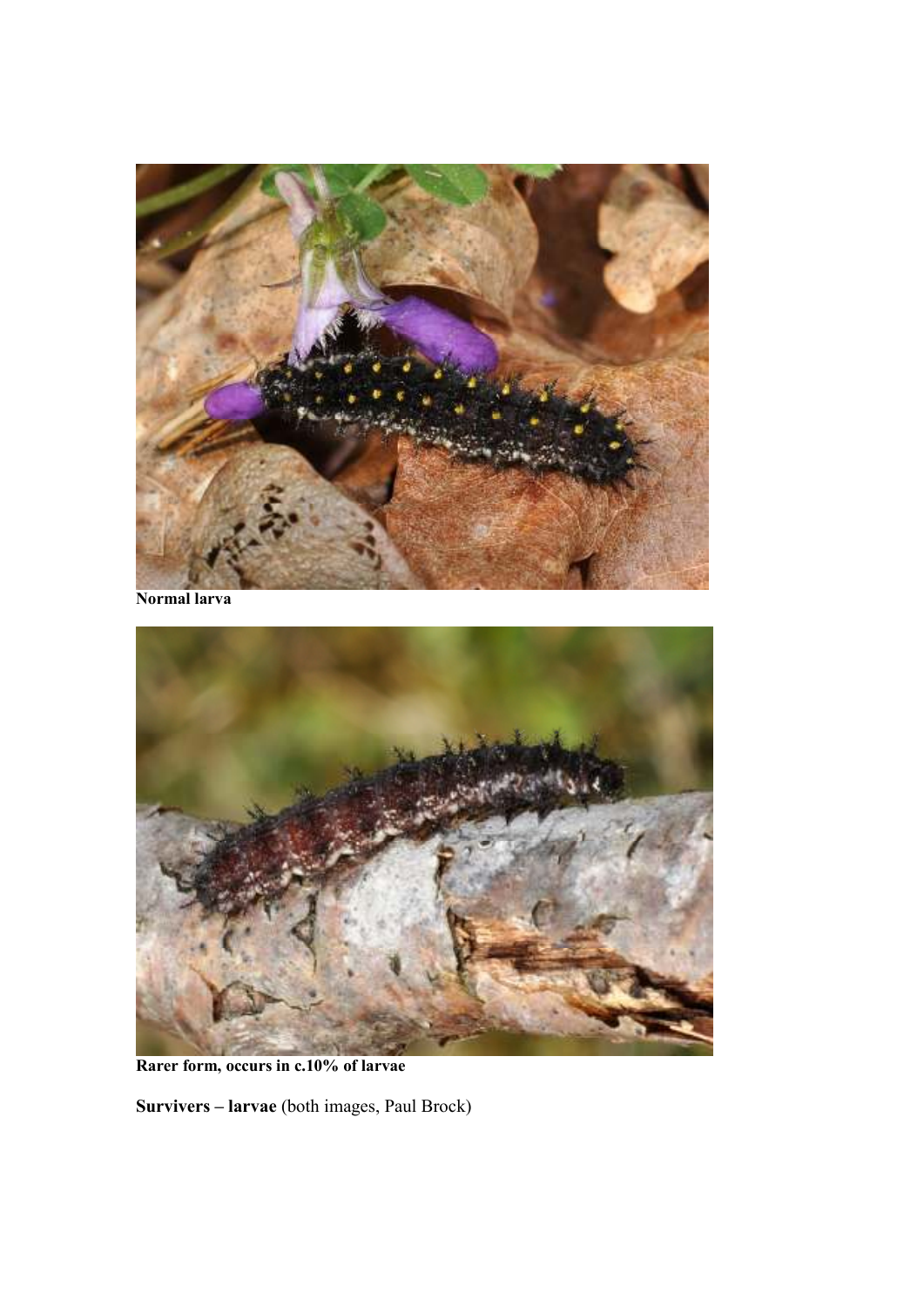**Normal larva**

**Rarer form, occurs in c.10% of larvae**

**Survivers – larvae** (both images, Paul Brock)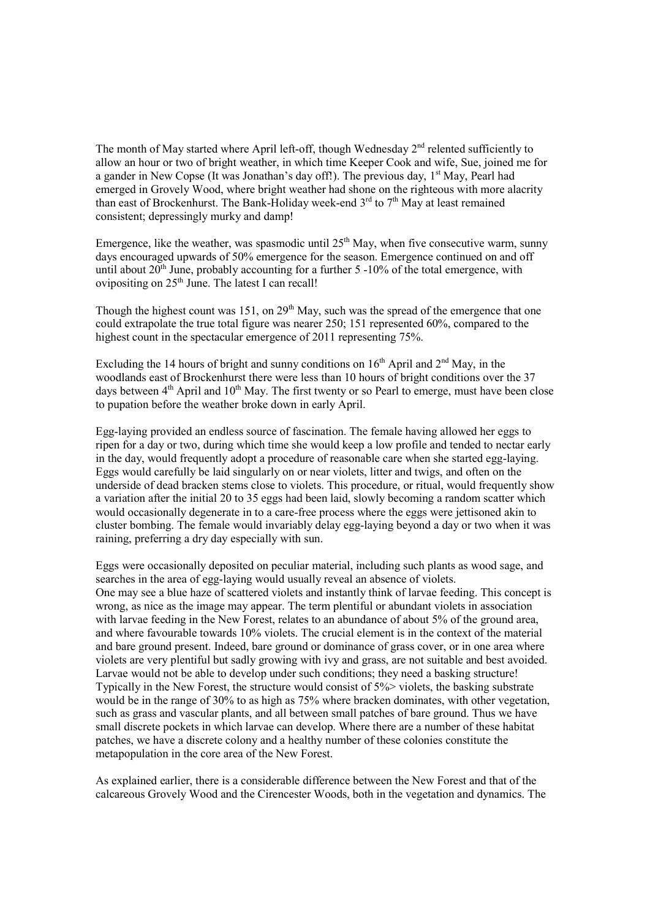The month of May started where April left-off, though Wednesday 2nd relented sufficiently to allow an hour or two of bright weather, in which time Keeper Cook and wife, Sue, joined me for a gander in New Copse (It was Jonathan's day off!). The previous day, 1st May, Pearl had emerged in Grovely Wood, where bright weather had shone on the righteous with more alacrity than east of Brockenhurst. The Bank-Holiday week-end 3rd to 7th May at least remained consistent; depressingly murky and damp!

Emergence, like the weather, was spasmodic until 25th May, when five consecutive warm, sunny days encouraged upwards of 50% emergence for the season. Emergence continued on and off until about 20th June, probably accounting for a further 5 -10% of the total emergence, with ovipositing on 25th June. The latest I can recall!

Though the highest count was 151, on 29th May, such was the spread of the emergence that one could extrapolate the true total figure was nearer 250; 151 represented 60%, compared to the highest count in the spectacular emergence of 2011 representing 75%.

Excluding the 14 hours of bright and sunny conditions on 16th April and 2nd May, in the woodlands east of Brockenhurst there were less than 10 hours of bright conditions over the 37 days between 4th April and 10th May. The first twenty or so Pearl to emerge, must have been close to pupation before the weather broke down in early April.

Egg-laying provided an endless source of fascination. The female having allowed her eggs to ripen for a day or two, during which time she would keep a low profile and tended to nectar early in the day, would frequently adopt a procedure of reasonable care when she started egg-laying. Eggs would carefully be laid singularly on or near violets, litter and twigs, and often on the underside of dead bracken stems close to violets. This procedure, or ritual, would frequently show a variation after the initial 20 to 35 eggs had been laid, slowly becoming a random scatter which would occasionally degenerate in to a care-free process where the eggs were jettisoned akin to cluster bombing. The female would invariably delay egg-laying beyond a day or two when it was raining, preferring a dry day especially with sun.

Eggs were occasionally deposited on peculiar material, including such plants as wood sage, and searches in the area of egg-laying would usually reveal an absence of violets.
One may see a blue haze of scattered violets and instantly think of larvae feeding. This concept is wrong, as nice as the image may appear. The term plentiful or abundant violets in association with larvae feeding in the New Forest, relates to an abundance of about 5% of the ground area, and where favourable towards 10% violets. The crucial element is in the context of the material and bare ground present. Indeed, bare ground or dominance of grass cover, or in one area where violets are very plentiful but sadly growing with ivy and grass, are not suitable and best avoided. Larvae would not be able to develop under such conditions; they need a basking structure! Typically in the New Forest, the structure would consist of 5%> violets, the basking substrate would be in the range of 30% to as high as 75% where bracken dominates, with other vegetation, such as grass and vascular plants, and all between small patches of bare ground. Thus we have small discrete pockets in which larvae can develop. Where there are a number of these habitat patches, we have a discrete colony and a healthy number of these colonies constitute the metapopulation in the core area of the New Forest.

As explained earlier, there is a considerable difference between the New Forest and that of the calcareous Grovely Wood and the Cirencester Woods, both in the vegetation and dynamics. The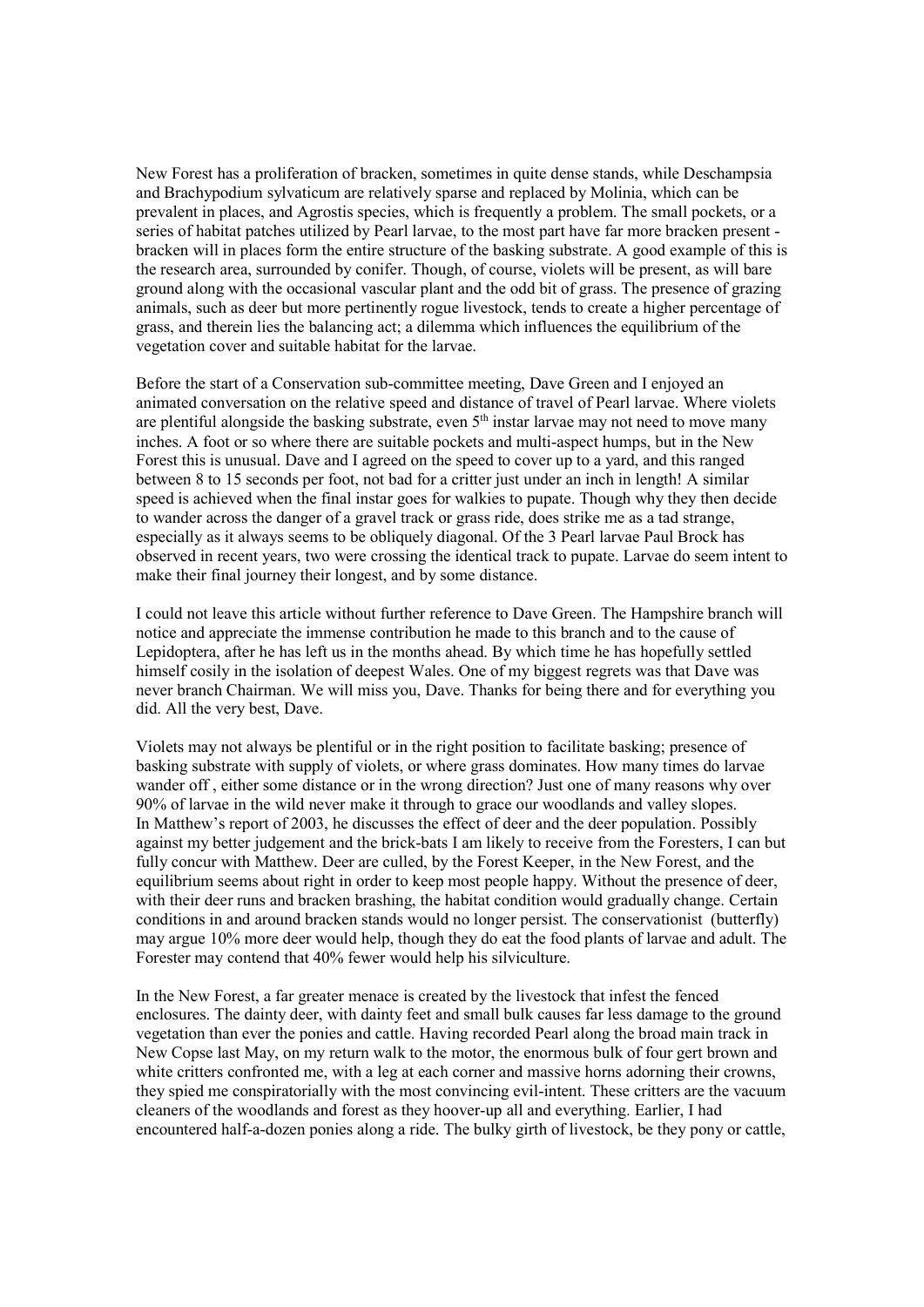New Forest has a proliferation of bracken, sometimes in quite dense stands, while Deschampsia and Brachypodium sylvaticum are relatively sparse and replaced by Molinia, which can be prevalent in places, and Agrostis species, which is frequently a problem. The small pockets, or a series of habitat patches utilized by Pearl larvae, to the most part have far more bracken present - bracken will in places form the entire structure of the basking substrate. A good example of this is the research area, surrounded by conifer. Though, of course, violets will be present, as will bare ground along with the occasional vascular plant and the odd bit of grass. The presence of grazing animals, such as deer but more pertinently rogue livestock, tends to create a higher percentage of grass, and therein lies the balancing act; a dilemma which influences the equilibrium of the vegetation cover and suitable habitat for the larvae.

Before the start of a Conservation sub-committee meeting, Dave Green and I enjoyed an animated conversation on the relative speed and distance of travel of Pearl larvae. Where violets are plentiful alongside the basking substrate, even 5th instar larvae may not need to move many inches. A foot or so where there are suitable pockets and multi-aspect humps, but in the New Forest this is unusual. Dave and I agreed on the speed to cover up to a yard, and this ranged between 8 to 15 seconds per foot, not bad for a critter just under an inch in length! A similar speed is achieved when the final instar goes for walkies to pupate. Though why they then decide to wander across the danger of a gravel track or grass ride, does strike me as a tad strange, especially as it always seems to be obliquely diagonal. Of the 3 Pearl larvae Paul Brock has observed in recent years, two were crossing the identical track to pupate. Larvae do seem intent to make their final journey their longest, and by some distance.

I could not leave this article without further reference to Dave Green. The Hampshire branch will notice and appreciate the immense contribution he made to this branch and to the cause of Lepidoptera, after he has left us in the months ahead. By which time he has hopefully settled himself cosily in the isolation of deepest Wales. One of my biggest regrets was that Dave was never branch Chairman. We will miss you, Dave. Thanks for being there and for everything you did. All the very best, Dave.

Violets may not always be plentiful or in the right position to facilitate basking; presence of basking substrate with supply of violets, or where grass dominates. How many times do larvae wander off , either some distance or in the wrong direction? Just one of many reasons why over 90% of larvae in the wild never make it through to grace our woodlands and valley slopes.
In Matthew's report of 2003, he discusses the effect of deer and the deer population. Possibly against my better judgement and the brick-bats I am likely to receive from the Foresters, I can but fully concur with Matthew. Deer are culled, by the Forest Keeper, in the New Forest, and the equilibrium seems about right in order to keep most people happy. Without the presence of deer, with their deer runs and bracken brashing, the habitat condition would gradually change. Certain conditions in and around bracken stands would no longer persist. The conservationist (butterfly) may argue 10% more deer would help, though they do eat the food plants of larvae and adult. The Forester may contend that 40% fewer would help his silviculture.

In the New Forest, a far greater menace is created by the livestock that infest the fenced enclosures. The dainty deer, with dainty feet and small bulk causes far less damage to the ground vegetation than ever the ponies and cattle. Having recorded Pearl along the broad main track in New Copse last May, on my return walk to the motor, the enormous bulk of four gert brown and white critters confronted me, with a leg at each corner and massive horns adorning their crowns, they spied me conspiratorially with the most convincing evil-intent. These critters are the vacuum cleaners of the woodlands and forest as they hoover-up all and everything. Earlier, I had encountered half-a-dozen ponies along a ride. The bulky girth of livestock, be they pony or cattle,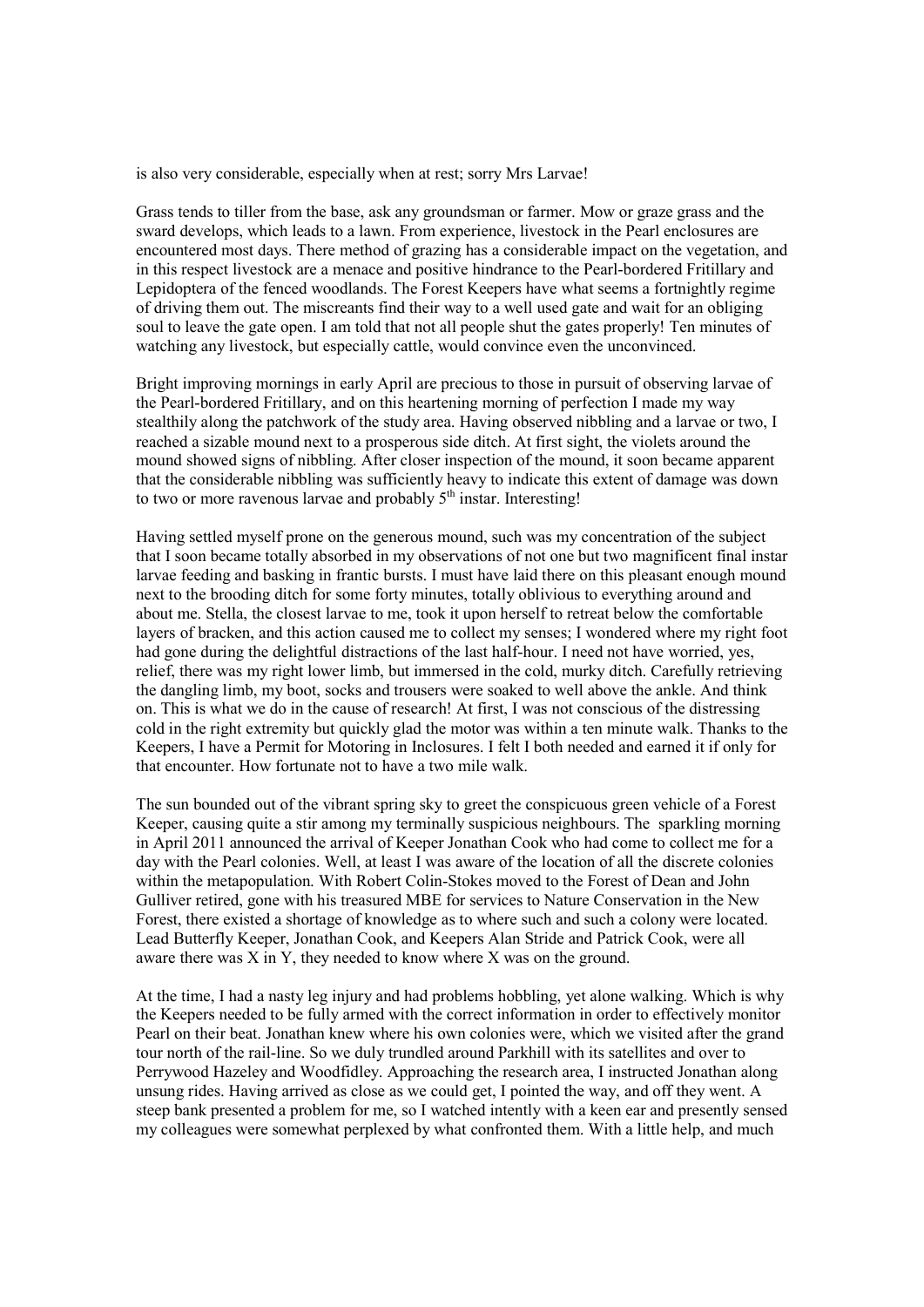is also very considerable, especially when at rest; sorry Mrs Larvae!

Grass tends to tiller from the base, ask any groundsman or farmer. Mow or graze grass and the sward develops, which leads to a lawn. From experience, livestock in the Pearl enclosures are encountered most days. There method of grazing has a considerable impact on the vegetation, and in this respect livestock are a menace and positive hindrance to the Pearl-bordered Fritillary and Lepidoptera of the fenced woodlands. The Forest Keepers have what seems a fortnightly regime of driving them out. The miscreants find their way to a well used gate and wait for an obliging soul to leave the gate open. I am told that not all people shut the gates properly! Ten minutes of watching any livestock, but especially cattle, would convince even the unconvinced.

Bright improving mornings in early April are precious to those in pursuit of observing larvae of the Pearl-bordered Fritillary, and on this heartening morning of perfection I made my way stealthily along the patchwork of the study area. Having observed nibbling and a larvae or two, I reached a sizable mound next to a prosperous side ditch. At first sight, the violets around the mound showed signs of nibbling. After closer inspection of the mound, it soon became apparent that the considerable nibbling was sufficiently heavy to indicate this extent of damage was down to two or more ravenous larvae and probably 5th instar. Interesting!

Having settled myself prone on the generous mound, such was my concentration of the subject that I soon became totally absorbed in my observations of not one but two magnificent final instar larvae feeding and basking in frantic bursts. I must have laid there on this pleasant enough mound next to the brooding ditch for some forty minutes, totally oblivious to everything around and about me. Stella, the closest larvae to me, took it upon herself to retreat below the comfortable layers of bracken, and this action caused me to collect my senses; I wondered where my right foot had gone during the delightful distractions of the last half-hour. I need not have worried, yes, relief, there was my right lower limb, but immersed in the cold, murky ditch. Carefully retrieving the dangling limb, my boot, socks and trousers were soaked to well above the ankle. And think on. This is what we do in the cause of research! At first, I was not conscious of the distressing cold in the right extremity but quickly glad the motor was within a ten minute walk. Thanks to the Keepers, I have a Permit for Motoring in Inclosures. I felt I both needed and earned it if only for that encounter. How fortunate not to have a two mile walk.

The sun bounded out of the vibrant spring sky to greet the conspicuous green vehicle of a Forest Keeper, causing quite a stir among my terminally suspicious neighbours. The sparkling morning in April 2011 announced the arrival of Keeper Jonathan Cook who had come to collect me for a day with the Pearl colonies. Well, at least I was aware of the location of all the discrete colonies within the metapopulation. With Robert Colin-Stokes moved to the Forest of Dean and John Gulliver retired, gone with his treasured MBE for services to Nature Conservation in the New Forest, there existed a shortage of knowledge as to where such and such a colony were located. Lead Butterfly Keeper, Jonathan Cook, and Keepers Alan Stride and Patrick Cook, were all aware there was X in Y, they needed to know where X was on the ground.

At the time, I had a nasty leg injury and had problems hobbling, yet alone walking. Which is why the Keepers needed to be fully armed with the correct information in order to effectively monitor Pearl on their beat. Jonathan knew where his own colonies were, which we visited after the grand tour north of the rail-line. So we duly trundled around Parkhill with its satellites and over to Perrywood Hazeley and Woodfidley. Approaching the research area, I instructed Jonathan along unsung rides. Having arrived as close as we could get, I pointed the way, and off they went. A steep bank presented a problem for me, so I watched intently with a keen ear and presently sensed my colleagues were somewhat perplexed by what confronted them. With a little help, and much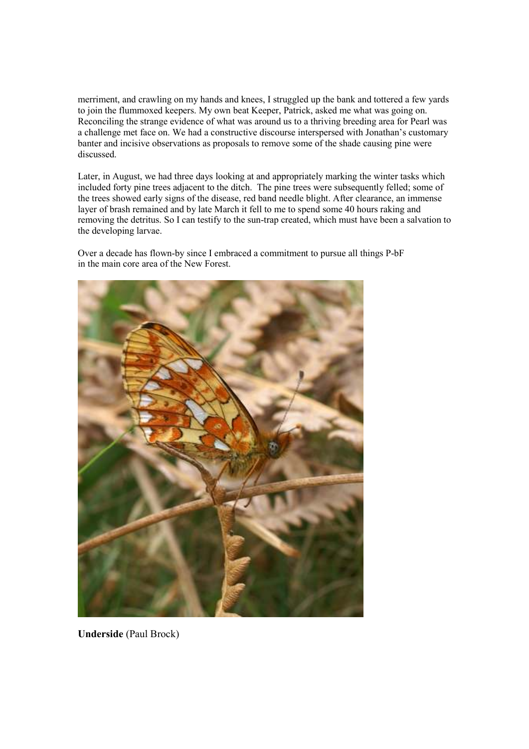merriment, and crawling on my hands and knees, I struggled up the bank and tottered a few yards to join the flummoxed keepers. My own beat Keeper, Patrick, asked me what was going on. Reconciling the strange evidence of what was around us to a thriving breeding area for Pearl was a challenge met face on. We had a constructive discourse interspersed with Jonathan's customary banter and incisive observations as proposals to remove some of the shade causing pine were discussed.

Later, in August, we had three days looking at and appropriately marking the winter tasks which included forty pine trees adjacent to the ditch. The pine trees were subsequently felled; some of the trees showed early signs of the disease, red band needle blight. After clearance, an immense layer of brash remained and by late March it fell to me to spend some 40 hours raking and removing the detritus. So I can testify to the sun-trap created, which must have been a salvation to the developing larvae.

Over a decade has flown-by since I embraced a commitment to pursue all things P-bF in the main core area of the New Forest.

**Underside** (Paul Brock)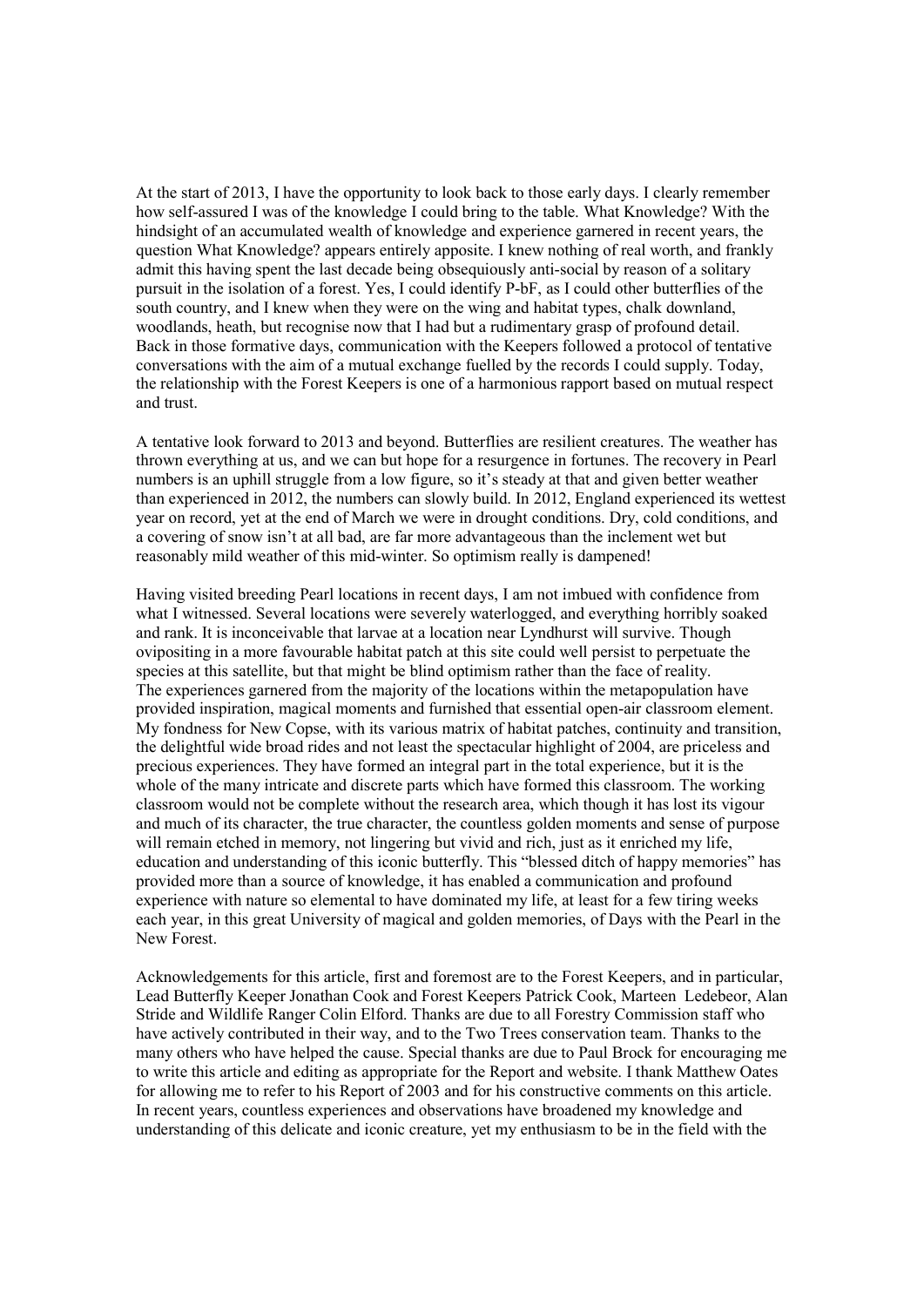At the start of 2013, I have the opportunity to look back to those early days. I clearly remember how self-assured I was of the knowledge I could bring to the table. What Knowledge? With the hindsight of an accumulated wealth of knowledge and experience garnered in recent years, the question What Knowledge? appears entirely apposite. I knew nothing of real worth, and frankly admit this having spent the last decade being obsequiously anti-social by reason of a solitary pursuit in the isolation of a forest. Yes, I could identify P-bF, as I could other butterflies of the south country, and I knew when they were on the wing and habitat types, chalk downland, woodlands, heath, but recognise now that I had but a rudimentary grasp of profound detail. Back in those formative days, communication with the Keepers followed a protocol of tentative conversations with the aim of a mutual exchange fuelled by the records I could supply. Today, the relationship with the Forest Keepers is one of a harmonious rapport based on mutual respect and trust.

A tentative look forward to 2013 and beyond. Butterflies are resilient creatures. The weather has thrown everything at us, and we can but hope for a resurgence in fortunes. The recovery in Pearl numbers is an uphill struggle from a low figure, so it's steady at that and given better weather than experienced in 2012, the numbers can slowly build. In 2012, England experienced its wettest year on record, yet at the end of March we were in drought conditions. Dry, cold conditions, and a covering of snow isn't at all bad, are far more advantageous than the inclement wet but reasonably mild weather of this mid-winter. So optimism really is dampened!

Having visited breeding Pearl locations in recent days, I am not imbued with confidence from what I witnessed. Several locations were severely waterlogged, and everything horribly soaked and rank. It is inconceivable that larvae at a location near Lyndhurst will survive. Though ovipositing in a more favourable habitat patch at this site could well persist to perpetuate the species at this satellite, but that might be blind optimism rather than the face of reality.
The experiences garnered from the majority of the locations within the metapopulation have provided inspiration, magical moments and furnished that essential open-air classroom element. My fondness for New Copse, with its various matrix of habitat patches, continuity and transition, the delightful wide broad rides and not least the spectacular highlight of 2004, are priceless and precious experiences. They have formed an integral part in the total experience, but it is the whole of the many intricate and discrete parts which have formed this classroom. The working classroom would not be complete without the research area, which though it has lost its vigour and much of its character, the true character, the countless golden moments and sense of purpose will remain etched in memory, not lingering but vivid and rich, just as it enriched my life, education and understanding of this iconic butterfly. This "blessed ditch of happy memories" has provided more than a source of knowledge, it has enabled a communication and profound experience with nature so elemental to have dominated my life, at least for a few tiring weeks each year, in this great University of magical and golden memories, of Days with the Pearl in the New Forest.

Acknowledgements for this article, first and foremost are to the Forest Keepers, and in particular, Lead Butterfly Keeper Jonathan Cook and Forest Keepers Patrick Cook, Marteen Ledebeor, Alan Stride and Wildlife Ranger Colin Elford. Thanks are due to all Forestry Commission staff who have actively contributed in their way, and to the Two Trees conservation team. Thanks to the many others who have helped the cause. Special thanks are due to Paul Brock for encouraging me to write this article and editing as appropriate for the Report and website. I thank Matthew Oates for allowing me to refer to his Report of 2003 and for his constructive comments on this article. In recent years, countless experiences and observations have broadened my knowledge and understanding of this delicate and iconic creature, yet my enthusiasm to be in the field with the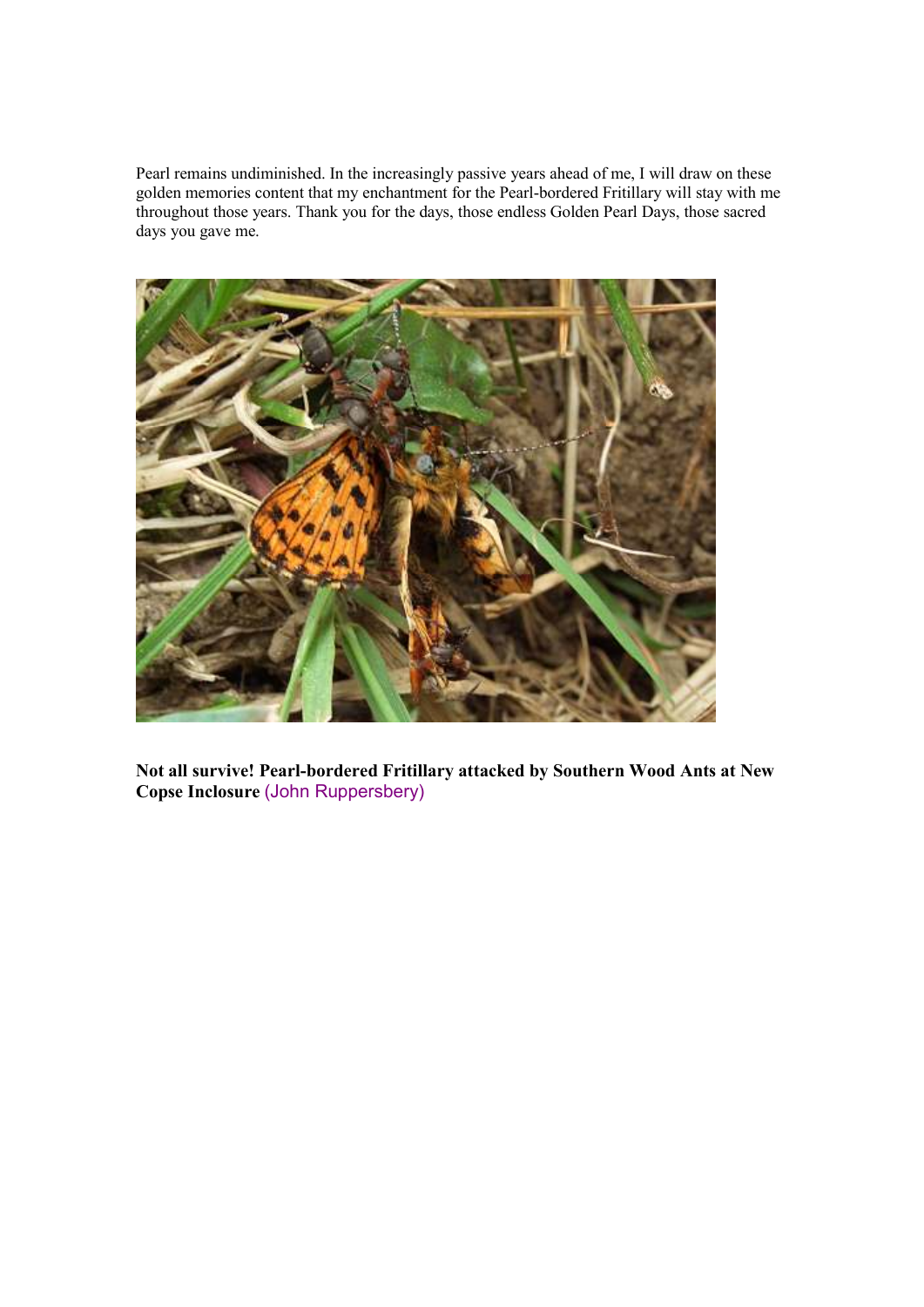Pearl remains undiminished. In the increasingly passive years ahead of me, I will draw on these golden memories content that my enchantment for the Pearl-bordered Fritillary will stay with me throughout those years. Thank you for the days, those endless Golden Pearl Days, those sacred days you gave me.

**Not all survive! Pearl-bordered Fritillary attacked by Southern Wood Ants at New Copse Inclosure** (John Ruppersbery)